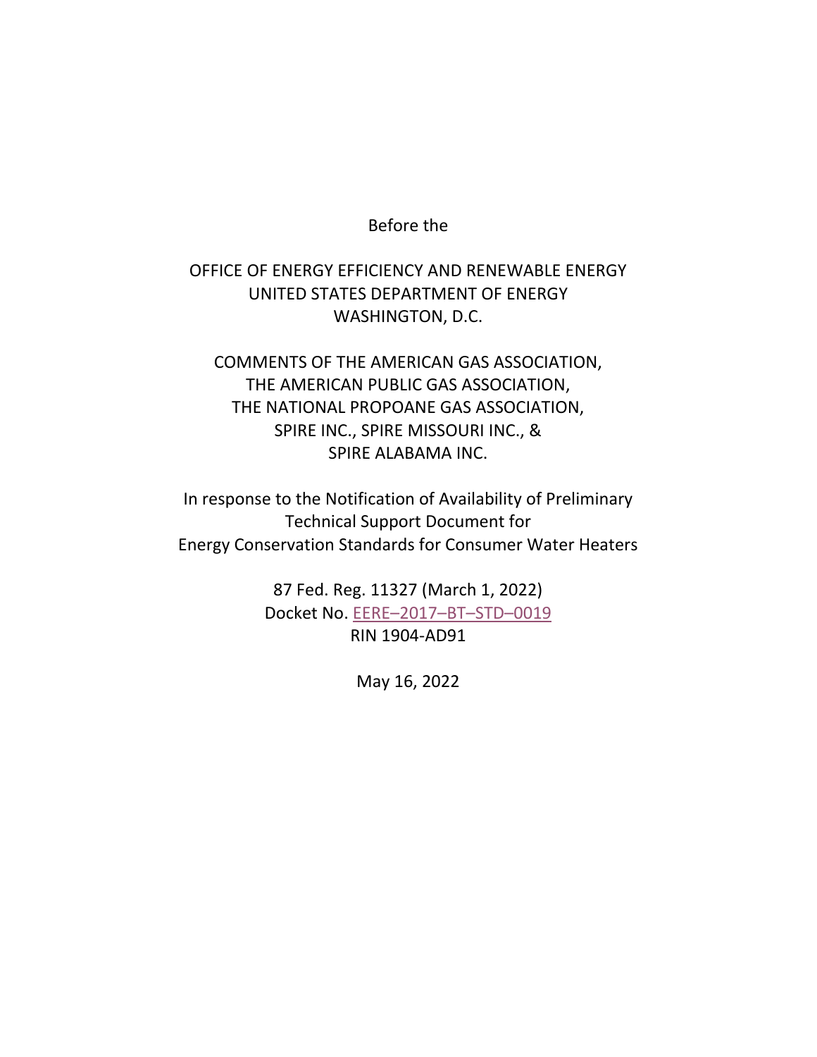Before the

OFFICE OF ENERGY EFFICIENCY AND RENEWABLE ENERGY
UNITED STATES DEPARTMENT OF ENERGY
WASHINGTON, D.C.

COMMENTS OF THE AMERICAN GAS ASSOCIATION,
THE AMERICAN PUBLIC GAS ASSOCIATION,
THE NATIONAL PROPOANE GAS ASSOCIATION,
SPIRE INC., SPIRE MISSOURI INC., &
SPIRE ALABAMA INC.

In response to the Notification of Availability of Preliminary
Technical Support Document for
Energy Conservation Standards for Consumer Water Heaters

87 Fed. Reg. 11327 (March 1, 2022)
Docket No. EERE–2017–BT–STD–0019
RIN 1904-AD91

May 16, 2022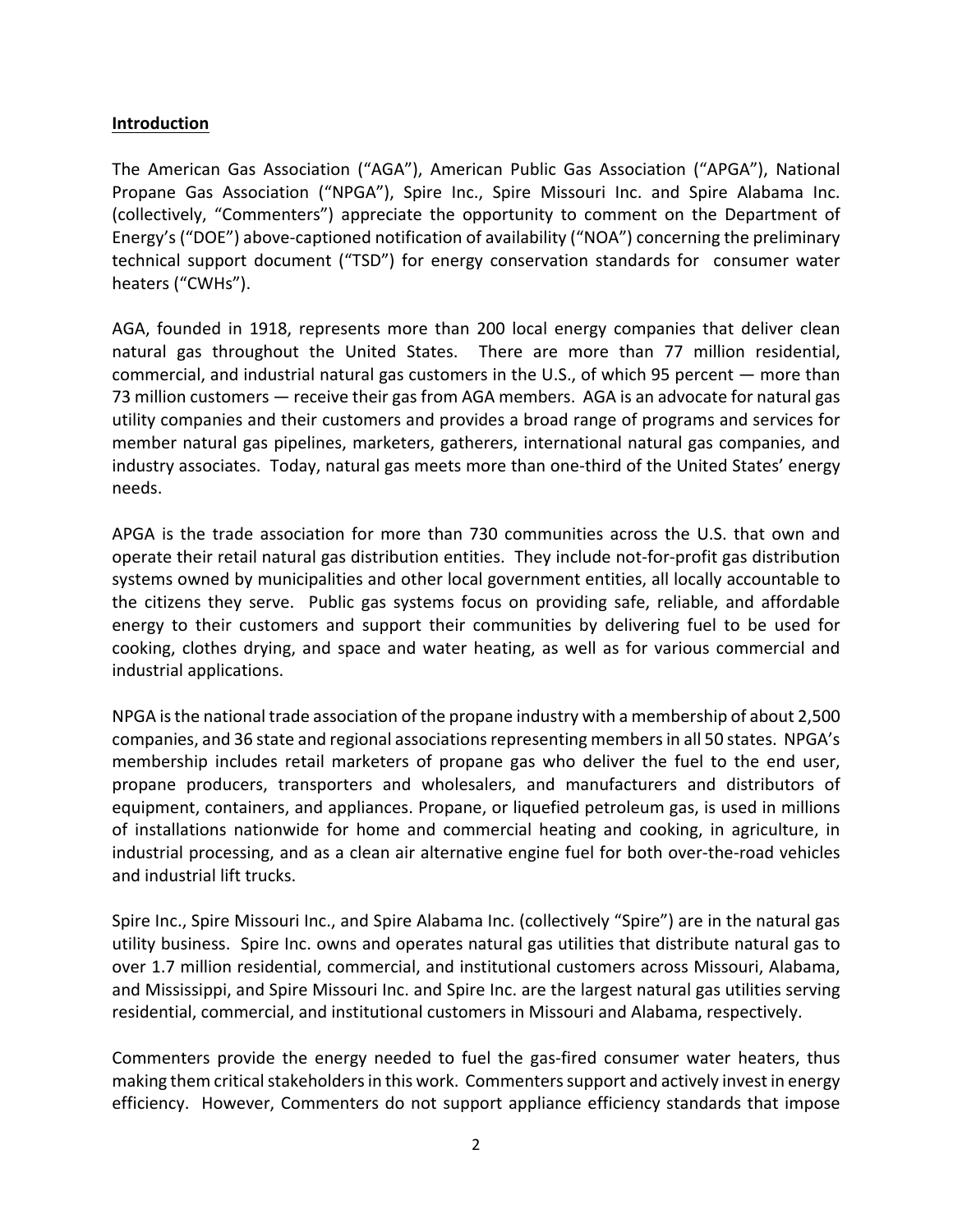## **Introduction**

The American Gas Association ("AGA"), American Public Gas Association ("APGA"), National Propane Gas Association ("NPGA"), Spire Inc., Spire Missouri Inc. and Spire Alabama Inc. (collectively, "Commenters") appreciate the opportunity to comment on the Department of Energy's ("DOE") above-captioned notification of availability ("NOA") concerning the preliminary technical support document ("TSD") for energy conservation standards for consumer water heaters ("CWHs").

AGA, founded in 1918, represents more than 200 local energy companies that deliver clean natural gas throughout the United States. There are more than 77 million residential, commercial, and industrial natural gas customers in the U.S., of which 95 percent — more than 73 million customers — receive their gas from AGA members. AGA is an advocate for natural gas utility companies and their customers and provides a broad range of programs and services for member natural gas pipelines, marketers, gatherers, international natural gas companies, and industry associates. Today, natural gas meets more than one-third of the United States' energy needs.

APGA is the trade association for more than 730 communities across the U.S. that own and operate their retail natural gas distribution entities. They include not-for-profit gas distribution systems owned by municipalities and other local government entities, all locally accountable to the citizens they serve. Public gas systems focus on providing safe, reliable, and affordable energy to their customers and support their communities by delivering fuel to be used for cooking, clothes drying, and space and water heating, as well as for various commercial and industrial applications.

NPGA is the national trade association of the propane industry with a membership of about 2,500 companies, and 36 state and regional associations representing members in all 50 states. NPGA's membership includes retail marketers of propane gas who deliver the fuel to the end user, propane producers, transporters and wholesalers, and manufacturers and distributors of equipment, containers, and appliances. Propane, or liquefied petroleum gas, is used in millions of installations nationwide for home and commercial heating and cooking, in agriculture, in industrial processing, and as a clean air alternative engine fuel for both over-the-road vehicles and industrial lift trucks.

Spire Inc., Spire Missouri Inc., and Spire Alabama Inc. (collectively "Spire") are in the natural gas utility business. Spire Inc. owns and operates natural gas utilities that distribute natural gas to over 1.7 million residential, commercial, and institutional customers across Missouri, Alabama, and Mississippi, and Spire Missouri Inc. and Spire Inc. are the largest natural gas utilities serving residential, commercial, and institutional customers in Missouri and Alabama, respectively.

Commenters provide the energy needed to fuel the gas-fired consumer water heaters, thus making them critical stakeholders in this work. Commenters support and actively invest in energy efficiency. However, Commenters do not support appliance efficiency standards that impose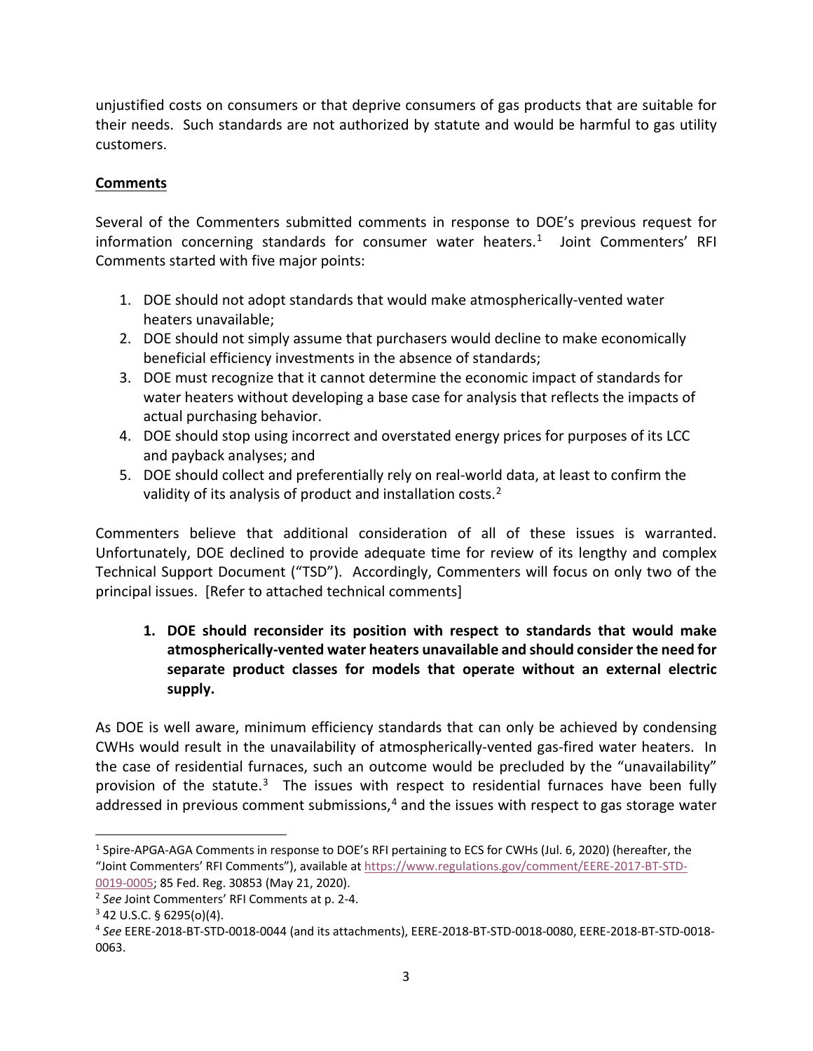unjustified costs on consumers or that deprive consumers of gas products that are suitable for their needs. Such standards are not authorized by statute and would be harmful to gas utility customers.

**Comments**

Several of the Commenters submitted comments in response to DOE's previous request for information concerning standards for consumer water heaters.[1] Joint Commenters' RFI Comments started with five major points:

1. DOE should not adopt standards that would make atmospherically-vented water heaters unavailable;
2. DOE should not simply assume that purchasers would decline to make economically beneficial efficiency investments in the absence of standards;
3. DOE must recognize that it cannot determine the economic impact of standards for water heaters without developing a base case for analysis that reflects the impacts of actual purchasing behavior.
4. DOE should stop using incorrect and overstated energy prices for purposes of its LCC and payback analyses; and
5. DOE should collect and preferentially rely on real-world data, at least to confirm the validity of its analysis of product and installation costs.[2]

Commenters believe that additional consideration of all of these issues is warranted. Unfortunately, DOE declined to provide adequate time for review of its lengthy and complex Technical Support Document ("TSD"). Accordingly, Commenters will focus on only two of the principal issues. [Refer to attached technical comments]

1. **DOE should reconsider its position with respect to standards that would make atmospherically-vented water heaters unavailable and should consider the need for separate product classes for models that operate without an external electric supply.**

As DOE is well aware, minimum efficiency standards that can only be achieved by condensing CWHs would result in the unavailability of atmospherically-vented gas-fired water heaters. In the case of residential furnaces, such an outcome would be precluded by the "unavailability" provision of the statute.[3] The issues with respect to residential furnaces have been fully addressed in previous comment submissions,[4] and the issues with respect to gas storage water

---

[1] Spire-APGA-AGA Comments in response to DOE's RFI pertaining to ECS for CWHs (Jul. 6, 2020) (hereafter, the "Joint Commenters' RFI Comments"), available at https://www.regulations.gov/comment/EERE-2017-BT-STD-0019-0005; 85 Fed. Reg. 30853 (May 21, 2020).

[2] *See* Joint Commenters' RFI Comments at p. 2-4.

[3] 42 U.S.C. § 6295(o)(4).

[4] *See* EERE-2018-BT-STD-0018-0044 (and its attachments), EERE-2018-BT-STD-0018-0080, EERE-2018-BT-STD-0018-0063.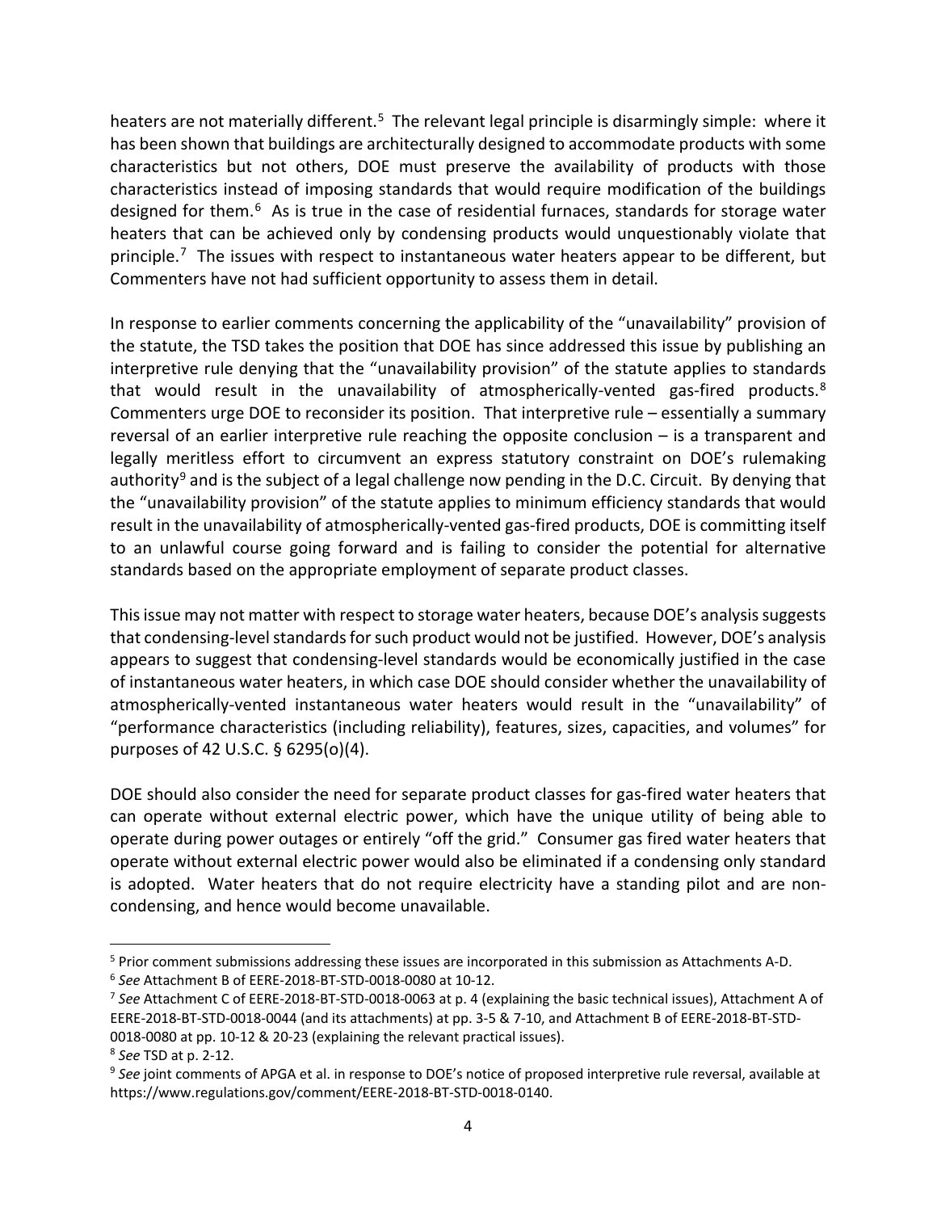heaters are not materially different.[5] The relevant legal principle is disarmingly simple: where it has been shown that buildings are architecturally designed to accommodate products with some characteristics but not others, DOE must preserve the availability of products with those characteristics instead of imposing standards that would require modification of the buildings designed for them.[6] As is true in the case of residential furnaces, standards for storage water heaters that can be achieved only by condensing products would unquestionably violate that principle.[7] The issues with respect to instantaneous water heaters appear to be different, but Commenters have not had sufficient opportunity to assess them in detail.

In response to earlier comments concerning the applicability of the "unavailability" provision of the statute, the TSD takes the position that DOE has since addressed this issue by publishing an interpretive rule denying that the "unavailability provision" of the statute applies to standards that would result in the unavailability of atmospherically-vented gas-fired products.[8] Commenters urge DOE to reconsider its position. That interpretive rule – essentially a summary reversal of an earlier interpretive rule reaching the opposite conclusion – is a transparent and legally meritless effort to circumvent an express statutory constraint on DOE's rulemaking authority[9] and is the subject of a legal challenge now pending in the D.C. Circuit. By denying that the "unavailability provision" of the statute applies to minimum efficiency standards that would result in the unavailability of atmospherically-vented gas-fired products, DOE is committing itself to an unlawful course going forward and is failing to consider the potential for alternative standards based on the appropriate employment of separate product classes.

This issue may not matter with respect to storage water heaters, because DOE's analysis suggests that condensing-level standards for such product would not be justified. However, DOE's analysis appears to suggest that condensing-level standards would be economically justified in the case of instantaneous water heaters, in which case DOE should consider whether the unavailability of atmospherically-vented instantaneous water heaters would result in the "unavailability" of "performance characteristics (including reliability), features, sizes, capacities, and volumes" for purposes of 42 U.S.C. § 6295(o)(4).

DOE should also consider the need for separate product classes for gas-fired water heaters that can operate without external electric power, which have the unique utility of being able to operate during power outages or entirely "off the grid." Consumer gas fired water heaters that operate without external electric power would also be eliminated if a condensing only standard is adopted. Water heaters that do not require electricity have a standing pilot and are non-condensing, and hence would become unavailable.

---

[5] Prior comment submissions addressing these issues are incorporated in this submission as Attachments A-D.

[6] *See* Attachment B of EERE-2018-BT-STD-0018-0080 at 10-12.

[7] *See* Attachment C of EERE-2018-BT-STD-0018-0063 at p. 4 (explaining the basic technical issues), Attachment A of EERE-2018-BT-STD-0018-0044 (and its attachments) at pp. 3-5 & 7-10, and Attachment B of EERE-2018-BT-STD-0018-0080 at pp. 10-12 & 20-23 (explaining the relevant practical issues).

[8] *See* TSD at p. 2-12.

[9] *See* joint comments of APGA et al. in response to DOE's notice of proposed interpretive rule reversal, available at https://www.regulations.gov/comment/EERE-2018-BT-STD-0018-0140.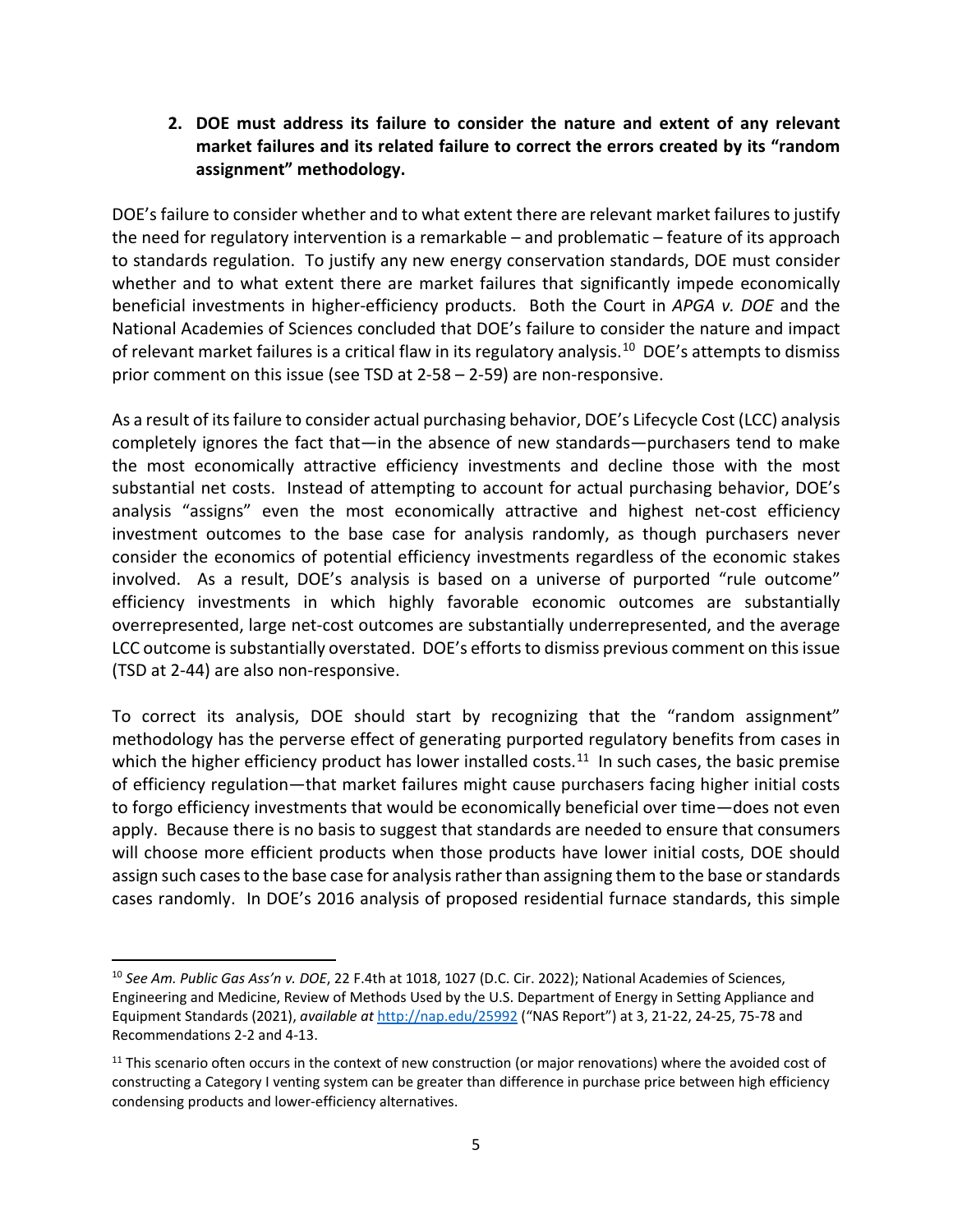**2. DOE must address its failure to consider the nature and extent of any relevant market failures and its related failure to correct the errors created by its "random assignment" methodology.**

DOE's failure to consider whether and to what extent there are relevant market failures to justify the need for regulatory intervention is a remarkable – and problematic – feature of its approach to standards regulation. To justify any new energy conservation standards, DOE must consider whether and to what extent there are market failures that significantly impede economically beneficial investments in higher-efficiency products. Both the Court in *APGA v. DOE* and the National Academies of Sciences concluded that DOE's failure to consider the nature and impact of relevant market failures is a critical flaw in its regulatory analysis.[10] DOE's attempts to dismiss prior comment on this issue (see TSD at 2-58 – 2-59) are non-responsive.

As a result of its failure to consider actual purchasing behavior, DOE's Lifecycle Cost (LCC) analysis completely ignores the fact that—in the absence of new standards—purchasers tend to make the most economically attractive efficiency investments and decline those with the most substantial net costs. Instead of attempting to account for actual purchasing behavior, DOE's analysis "assigns" even the most economically attractive and highest net-cost efficiency investment outcomes to the base case for analysis randomly, as though purchasers never consider the economics of potential efficiency investments regardless of the economic stakes involved. As a result, DOE's analysis is based on a universe of purported "rule outcome" efficiency investments in which highly favorable economic outcomes are substantially overrepresented, large net-cost outcomes are substantially underrepresented, and the average LCC outcome is substantially overstated. DOE's efforts to dismiss previous comment on this issue (TSD at 2-44) are also non-responsive.

To correct its analysis, DOE should start by recognizing that the "random assignment" methodology has the perverse effect of generating purported regulatory benefits from cases in which the higher efficiency product has lower installed costs.[11] In such cases, the basic premise of efficiency regulation—that market failures might cause purchasers facing higher initial costs to forgo efficiency investments that would be economically beneficial over time—does not even apply. Because there is no basis to suggest that standards are needed to ensure that consumers will choose more efficient products when those products have lower initial costs, DOE should assign such cases to the base case for analysis rather than assigning them to the base or standards cases randomly. In DOE's 2016 analysis of proposed residential furnace standards, this simple

---

[10] *See Am. Public Gas Ass'n v. DOE*, 22 F.4th at 1018, 1027 (D.C. Cir. 2022); National Academies of Sciences, Engineering and Medicine, Review of Methods Used by the U.S. Department of Energy in Setting Appliance and Equipment Standards (2021), *available at* http://nap.edu/25992 ("NAS Report") at 3, 21-22, 24-25, 75-78 and Recommendations 2-2 and 4-13.

[11] This scenario often occurs in the context of new construction (or major renovations) where the avoided cost of constructing a Category I venting system can be greater than difference in purchase price between high efficiency condensing products and lower-efficiency alternatives.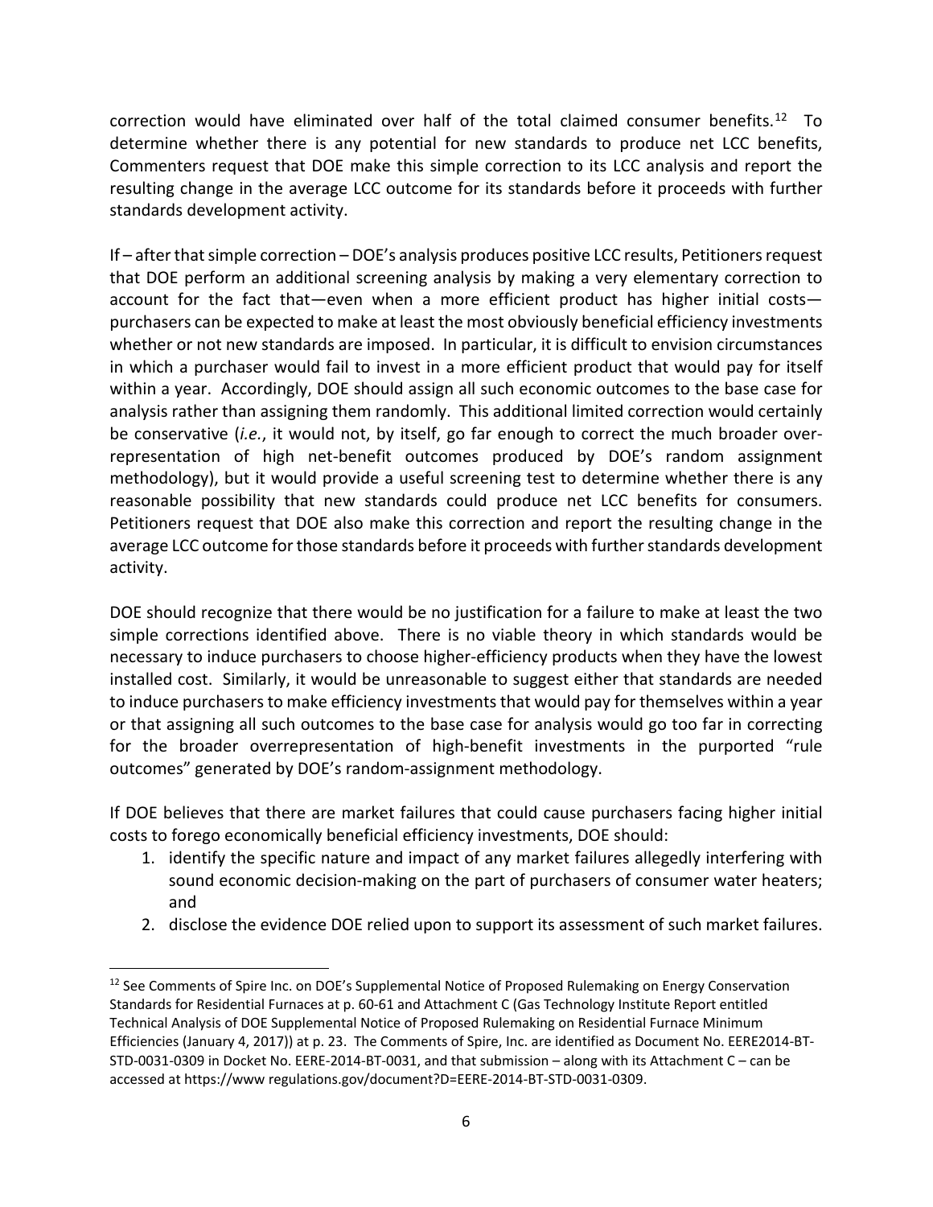correction would have eliminated over half of the total claimed consumer benefits.[12] To determine whether there is any potential for new standards to produce net LCC benefits, Commenters request that DOE make this simple correction to its LCC analysis and report the resulting change in the average LCC outcome for its standards before it proceeds with further standards development activity.

If – after that simple correction – DOE's analysis produces positive LCC results, Petitioners request that DOE perform an additional screening analysis by making a very elementary correction to account for the fact that—even when a more efficient product has higher initial costs—purchasers can be expected to make at least the most obviously beneficial efficiency investments whether or not new standards are imposed. In particular, it is difficult to envision circumstances in which a purchaser would fail to invest in a more efficient product that would pay for itself within a year. Accordingly, DOE should assign all such economic outcomes to the base case for analysis rather than assigning them randomly. This additional limited correction would certainly be conservative (*i.e.*, it would not, by itself, go far enough to correct the much broader over-representation of high net-benefit outcomes produced by DOE's random assignment methodology), but it would provide a useful screening test to determine whether there is any reasonable possibility that new standards could produce net LCC benefits for consumers. Petitioners request that DOE also make this correction and report the resulting change in the average LCC outcome for those standards before it proceeds with further standards development activity.

DOE should recognize that there would be no justification for a failure to make at least the two simple corrections identified above. There is no viable theory in which standards would be necessary to induce purchasers to choose higher-efficiency products when they have the lowest installed cost. Similarly, it would be unreasonable to suggest either that standards are needed to induce purchasers to make efficiency investments that would pay for themselves within a year or that assigning all such outcomes to the base case for analysis would go too far in correcting for the broader overrepresentation of high-benefit investments in the purported "rule outcomes" generated by DOE's random-assignment methodology.

If DOE believes that there are market failures that could cause purchasers facing higher initial costs to forego economically beneficial efficiency investments, DOE should:

1. identify the specific nature and impact of any market failures allegedly interfering with sound economic decision-making on the part of purchasers of consumer water heaters; and
2. disclose the evidence DOE relied upon to support its assessment of such market failures.

---

[12] See Comments of Spire Inc. on DOE's Supplemental Notice of Proposed Rulemaking on Energy Conservation Standards for Residential Furnaces at p. 60-61 and Attachment C (Gas Technology Institute Report entitled Technical Analysis of DOE Supplemental Notice of Proposed Rulemaking on Residential Furnace Minimum Efficiencies (January 4, 2017)) at p. 23. The Comments of Spire, Inc. are identified as Document No. EERE2014-BT-STD-0031-0309 in Docket No. EERE-2014-BT-0031, and that submission – along with its Attachment C – can be accessed at https://www regulations.gov/document?D=EERE-2014-BT-STD-0031-0309.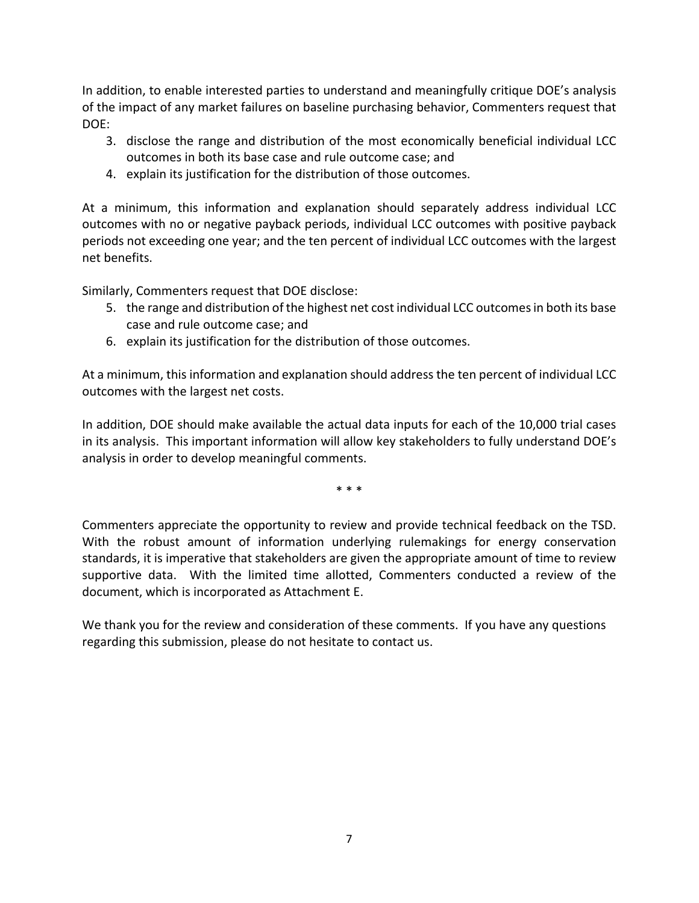In addition, to enable interested parties to understand and meaningfully critique DOE's analysis of the impact of any market failures on baseline purchasing behavior, Commenters request that DOE:

3. disclose the range and distribution of the most economically beneficial individual LCC outcomes in both its base case and rule outcome case; and
4. explain its justification for the distribution of those outcomes.

At a minimum, this information and explanation should separately address individual LCC outcomes with no or negative payback periods, individual LCC outcomes with positive payback periods not exceeding one year; and the ten percent of individual LCC outcomes with the largest net benefits.

Similarly, Commenters request that DOE disclose:

5. the range and distribution of the highest net cost individual LCC outcomes in both its base case and rule outcome case; and
6. explain its justification for the distribution of those outcomes.

At a minimum, this information and explanation should address the ten percent of individual LCC outcomes with the largest net costs.

In addition, DOE should make available the actual data inputs for each of the 10,000 trial cases in its analysis. This important information will allow key stakeholders to fully understand DOE's analysis in order to develop meaningful comments.

\* \* \*

Commenters appreciate the opportunity to review and provide technical feedback on the TSD. With the robust amount of information underlying rulemakings for energy conservation standards, it is imperative that stakeholders are given the appropriate amount of time to review supportive data. With the limited time allotted, Commenters conducted a review of the document, which is incorporated as Attachment E.

We thank you for the review and consideration of these comments. If you have any questions regarding this submission, please do not hesitate to contact us.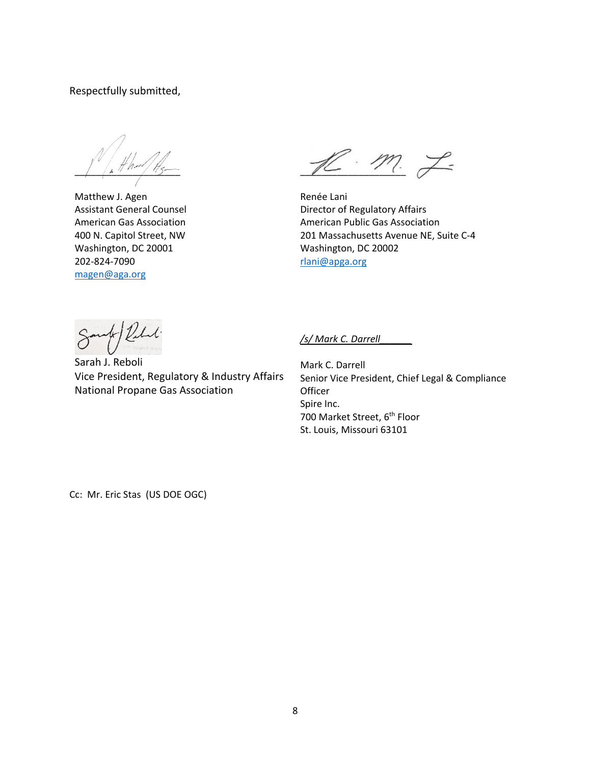Respectfully submitted,

Matthew J. Agen
Assistant General Counsel
American Gas Association
400 N. Capitol Street, NW
Washington, DC 20001
202-824-7090
magen@aga.org

Renée Lani
Director of Regulatory Affairs
American Public Gas Association
201 Massachusetts Avenue NE, Suite C-4
Washington, DC 20002
rlani@apga.org

Sarah J. Reboli
Vice President, Regulatory & Industry Affairs
National Propane Gas Association

*/s/ Mark C. Darrell*

Mark C. Darrell
Senior Vice President, Chief Legal & Compliance Officer
Spire Inc.
700 Market Street, 6th Floor
St. Louis, Missouri 63101

Cc: Mr. Eric Stas (US DOE OGC)